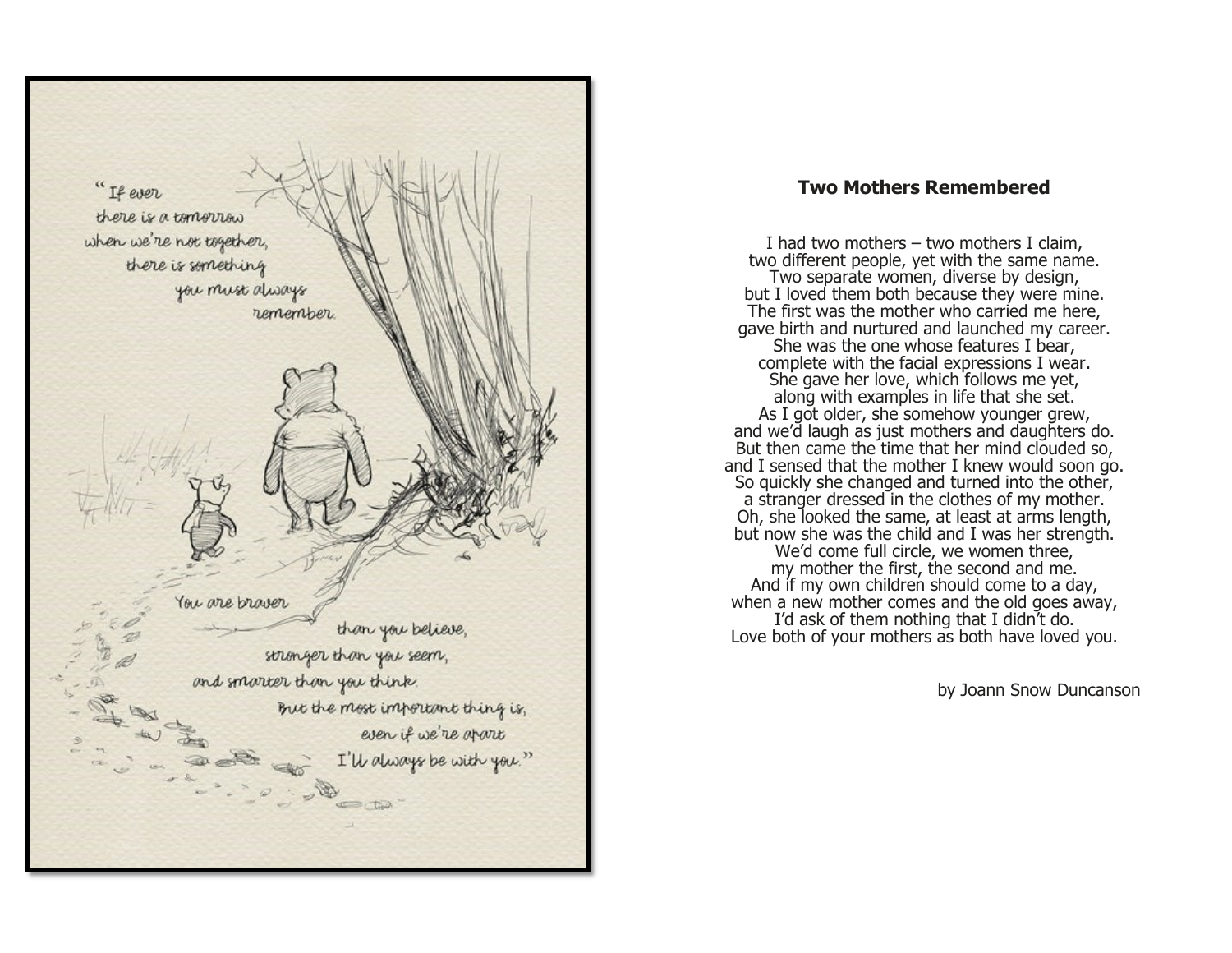"If ever
there is a tomorrow
when we're not together,
there is something
you must always
remember.

You are braver
than you believe,
stronger than you seem,
and smarter than you think.
But the most important thing is,
even if we're apart
I'll always be with you."

**Two Mothers Remembered**

I had two mothers – two mothers I claim,
two different people, yet with the same name.
Two separate women, diverse by design,
but I loved them both because they were mine.
The first was the mother who carried me here,
gave birth and nurtured and launched my career.
She was the one whose features I bear,
complete with the facial expressions I wear.
She gave her love, which follows me yet,
along with examples in life that she set.
As I got older, she somehow younger grew,
and we'd laugh as just mothers and daughters do.
But then came the time that her mind clouded so,
and I sensed that the mother I knew would soon go.
So quickly she changed and turned into the other,
a stranger dressed in the clothes of my mother.
Oh, she looked the same, at least at arms length,
but now she was the child and I was her strength.
We'd come full circle, we women three,
my mother the first, the second and me.
And if my own children should come to a day,
when a new mother comes and the old goes away,
I'd ask of them nothing that I didn't do.
Love both of your mothers as both have loved you.

by Joann Snow Duncanson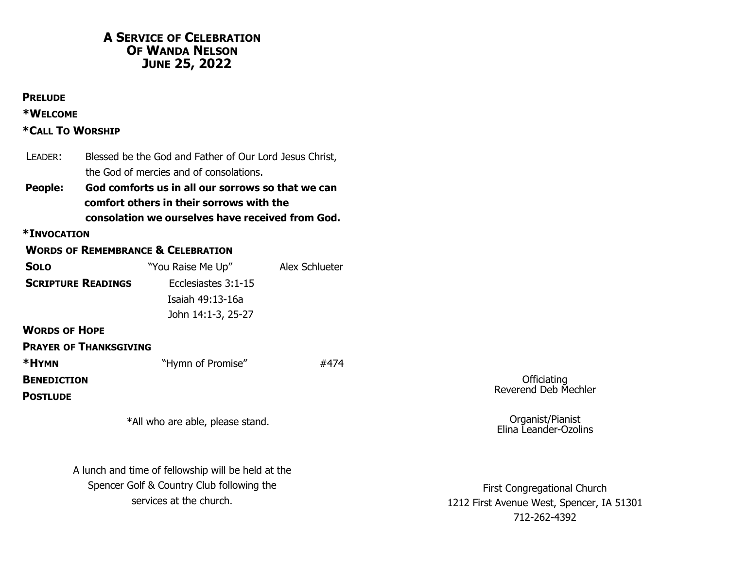# A Service of Celebration Of Wanda Nelson June 25, 2022

**Prelude**

***Welcome**

***Call To Worship**

LEADER: Blessed be the God and Father of Our Lord Jesus Christ, the God of mercies and of consolations.

**People: God comforts us in all our sorrows so that we can comfort others in their sorrows with the consolation we ourselves have received from God.**

***Invocation**

**Words of Remembrance & Celebration**

**Solo** "You Raise Me Up" Alex Schlueter

**Scripture Readings** Ecclesiastes 3:1-15
Isaiah 49:13-16a
John 14:1-3, 25-27

**Words of Hope**

**Prayer of Thanksgiving**

***Hymn** "Hymn of Promise" #474

**Benediction**

**Postlude**

*All who are able, please stand.

A lunch and time of fellowship will be held at the Spencer Golf & Country Club following the services at the church.

Officiating
Reverend Deb Mechler

Organist/Pianist
Elina Leander-Ozolins

First Congregational Church
1212 First Avenue West, Spencer, IA 51301
712-262-4392